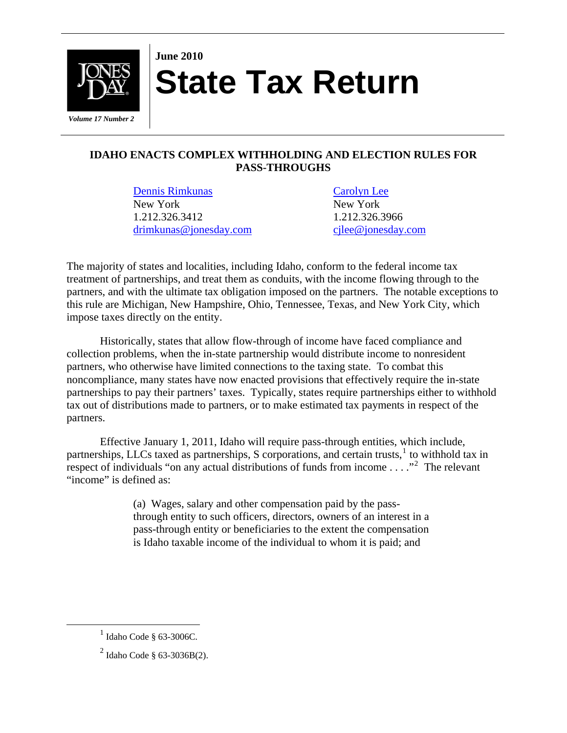**June 2010**

# State Tax Return

*Volume 17 Number 2*

## IDAHO ENACTS COMPLEX WITHHOLDING AND ELECTION RULES FOR PASS-THROUGHS

| | |
|---|---|
| Dennis Rimkunas | Carolyn Lee |
| New York | New York |
| 1.212.326.3412 | 1.212.326.3966 |
| drimkunas@jonesday.com | cjlee@jonesday.com |

The majority of states and localities, including Idaho, conform to the federal income tax treatment of partnerships, and treat them as conduits, with the income flowing through to the partners, and with the ultimate tax obligation imposed on the partners. The notable exceptions to this rule are Michigan, New Hampshire, Ohio, Tennessee, Texas, and New York City, which impose taxes directly on the entity.

Historically, states that allow flow-through of income have faced compliance and collection problems, when the in-state partnership would distribute income to nonresident partners, who otherwise have limited connections to the taxing state. To combat this noncompliance, many states have now enacted provisions that effectively require the in-state partnerships to pay their partners' taxes. Typically, states require partnerships either to withhold tax out of distributions made to partners, or to make estimated tax payments in respect of the partners.

Effective January 1, 2011, Idaho will require pass-through entities, which include, partnerships, LLCs taxed as partnerships, S corporations, and certain trusts,[1] to withhold tax in respect of individuals "on any actual distributions of funds from income . . . ."[2] The relevant "income" is defined as:

> (a) Wages, salary and other compensation paid by the pass-through entity to such officers, directors, owners of an interest in a pass-through entity or beneficiaries to the extent the compensation is Idaho taxable income of the individual to whom it is paid; and

---

[1] Idaho Code § 63-3006C.

[2] Idaho Code § 63-3036B(2).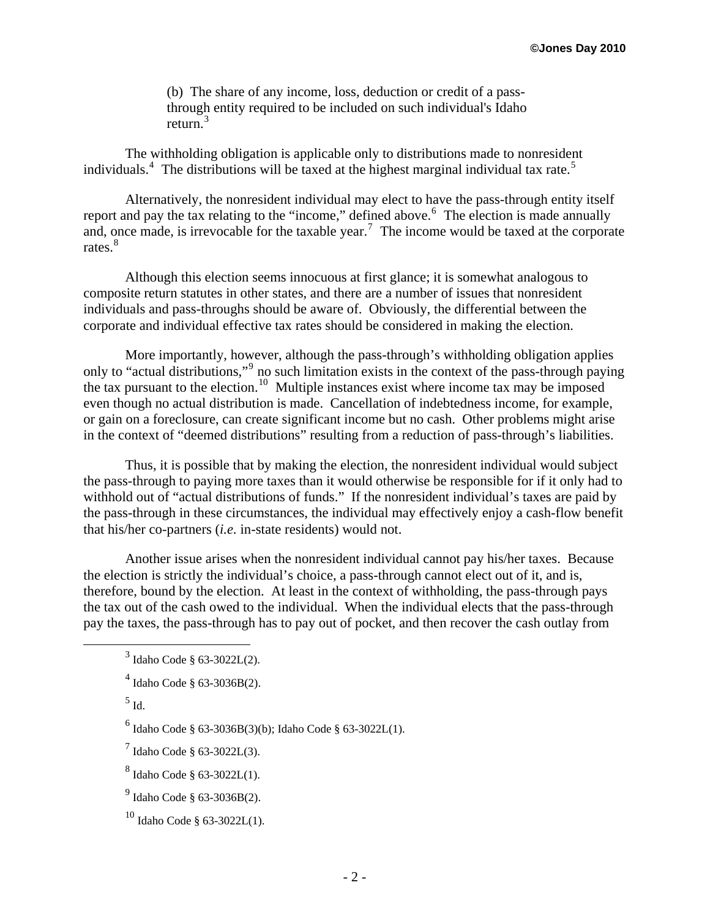> (b) The share of any income, loss, deduction or credit of a pass-through entity required to be included on such individual's Idaho return.[3]

The withholding obligation is applicable only to distributions made to nonresident individuals.[4] The distributions will be taxed at the highest marginal individual tax rate.[5]

Alternatively, the nonresident individual may elect to have the pass-through entity itself report and pay the tax relating to the "income," defined above.[6] The election is made annually and, once made, is irrevocable for the taxable year.[7] The income would be taxed at the corporate rates.[8]

Although this election seems innocuous at first glance; it is somewhat analogous to composite return statutes in other states, and there are a number of issues that nonresident individuals and pass-throughs should be aware of. Obviously, the differential between the corporate and individual effective tax rates should be considered in making the election.

More importantly, however, although the pass-through's withholding obligation applies only to "actual distributions,"[9] no such limitation exists in the context of the pass-through paying the tax pursuant to the election.[10] Multiple instances exist where income tax may be imposed even though no actual distribution is made. Cancellation of indebtedness income, for example, or gain on a foreclosure, can create significant income but no cash. Other problems might arise in the context of "deemed distributions" resulting from a reduction of pass-through's liabilities.

Thus, it is possible that by making the election, the nonresident individual would subject the pass-through to paying more taxes than it would otherwise be responsible for if it only had to withhold out of "actual distributions of funds." If the nonresident individual's taxes are paid by the pass-through in these circumstances, the individual may effectively enjoy a cash-flow benefit that his/her co-partners (*i.e.* in-state residents) would not.

Another issue arises when the nonresident individual cannot pay his/her taxes. Because the election is strictly the individual's choice, a pass-through cannot elect out of it, and is, therefore, bound by the election. At least in the context of withholding, the pass-through pays the tax out of the cash owed to the individual. When the individual elects that the pass-through pay the taxes, the pass-through has to pay out of pocket, and then recover the cash outlay from

---

[3] Idaho Code § 63-3022L(2).

[4] Idaho Code § 63-3036B(2).

[5] Id.

[6] Idaho Code § 63-3036B(3)(b); Idaho Code § 63-3022L(1).

[7] Idaho Code § 63-3022L(3).

[8] Idaho Code § 63-3022L(1).

[9] Idaho Code § 63-3036B(2).

[10] Idaho Code § 63-3022L(1).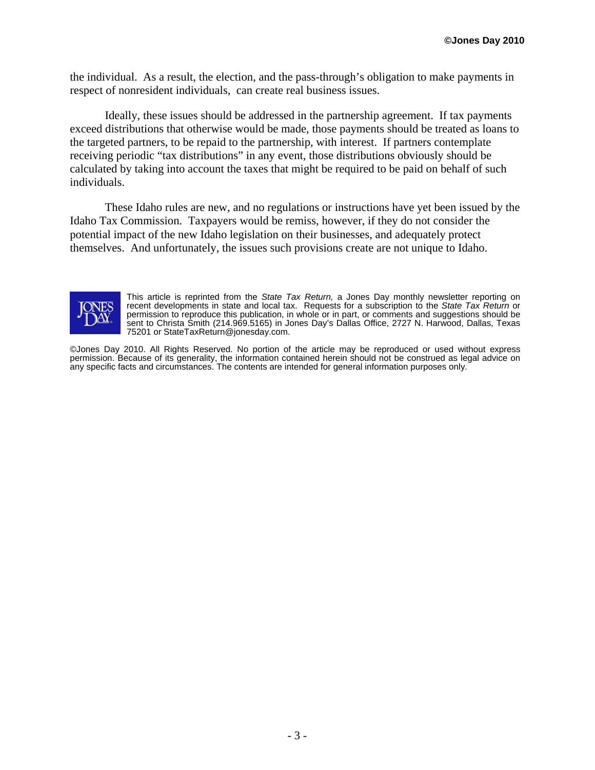the individual. As a result, the election, and the pass-through's obligation to make payments in respect of nonresident individuals, can create real business issues.

Ideally, these issues should be addressed in the partnership agreement. If tax payments exceed distributions that otherwise would be made, those payments should be treated as loans to the targeted partners, to be repaid to the partnership, with interest. If partners contemplate receiving periodic "tax distributions" in any event, those distributions obviously should be calculated by taking into account the taxes that might be required to be paid on behalf of such individuals.

These Idaho rules are new, and no regulations or instructions have yet been issued by the Idaho Tax Commission. Taxpayers would be remiss, however, if they do not consider the potential impact of the new Idaho legislation on their businesses, and adequately protect themselves. And unfortunately, the issues such provisions create are not unique to Idaho.

This article is reprinted from the *State Tax Return,* a Jones Day monthly newsletter reporting on recent developments in state and local tax. Requests for a subscription to the *State Tax Return* or permission to reproduce this publication, in whole or in part, or comments and suggestions should be sent to Christa Smith (214.969.5165) in Jones Day's Dallas Office, 2727 N. Harwood, Dallas, Texas 75201 or StateTaxReturn@jonesday.com.

©Jones Day 2010. All Rights Reserved. No portion of the article may be reproduced or used without express permission. Because of its generality, the information contained herein should not be construed as legal advice on any specific facts and circumstances. The contents are intended for general information purposes only.